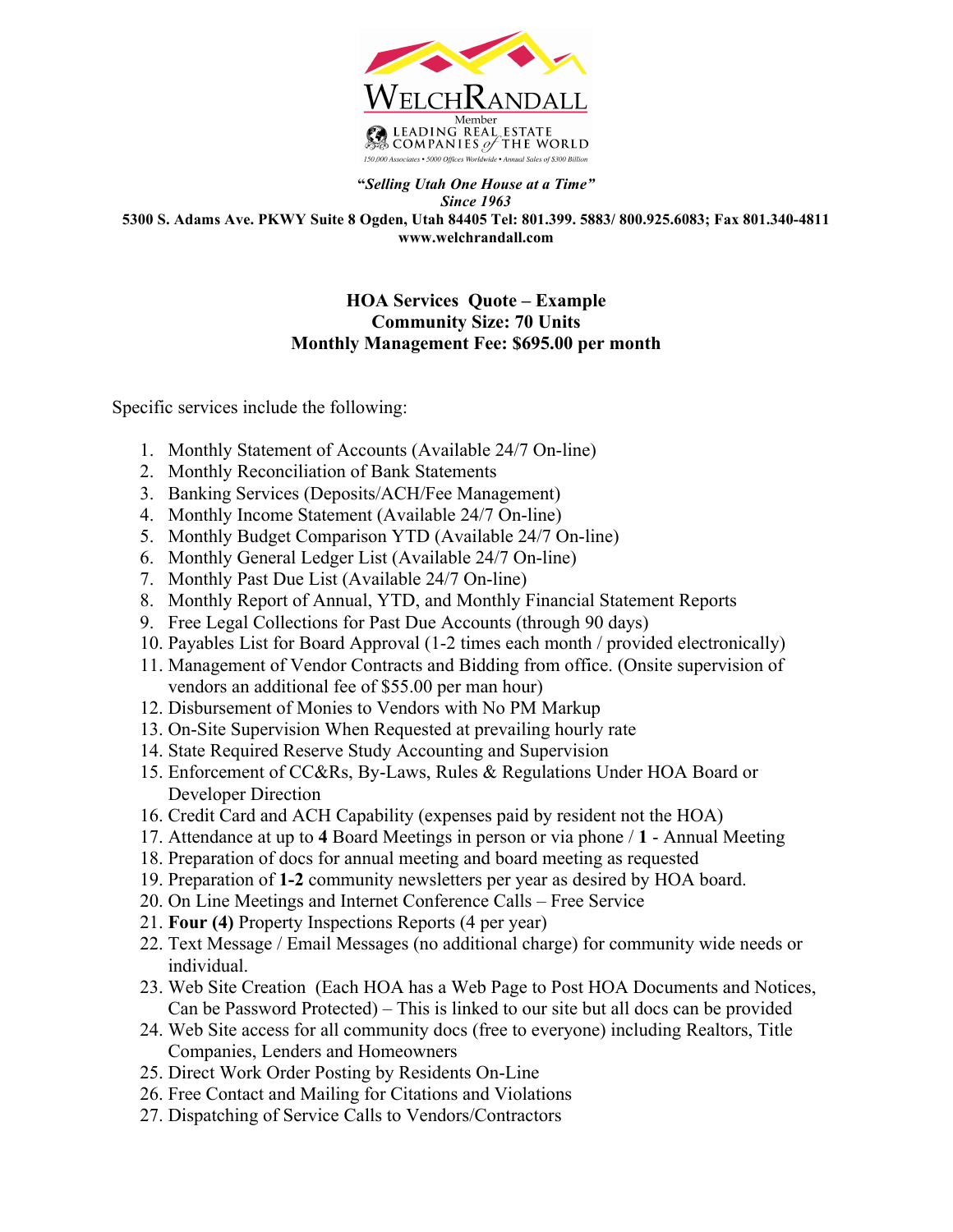WELCHRANDALL

Member
LEADING REAL ESTATE COMPANIES of THE WORLD
150,000 Associates • 5000 Offices Worldwide • Annual Sales of $300 Billion

***"Selling Utah One House at a Time"***
***Since 1963***
**5300 S. Adams Ave. PKWY Suite 8 Ogden, Utah 84405 Tel: 801.399. 5883/ 800.925.6083; Fax 801.340-4811**
**www.welchrandall.com**

**HOA Services Quote – Example**
**Community Size: 70 Units**
**Monthly Management Fee: $695.00 per month**

Specific services include the following:

1. Monthly Statement of Accounts (Available 24/7 On-line)
2. Monthly Reconciliation of Bank Statements
3. Banking Services (Deposits/ACH/Fee Management)
4. Monthly Income Statement (Available 24/7 On-line)
5. Monthly Budget Comparison YTD (Available 24/7 On-line)
6. Monthly General Ledger List (Available 24/7 On-line)
7. Monthly Past Due List (Available 24/7 On-line)
8. Monthly Report of Annual, YTD, and Monthly Financial Statement Reports
9. Free Legal Collections for Past Due Accounts (through 90 days)
10. Payables List for Board Approval (1-2 times each month / provided electronically)
11. Management of Vendor Contracts and Bidding from office. (Onsite supervision of vendors an additional fee of $55.00 per man hour)
12. Disbursement of Monies to Vendors with No PM Markup
13. On-Site Supervision When Requested at prevailing hourly rate
14. State Required Reserve Study Accounting and Supervision
15. Enforcement of CC&Rs, By-Laws, Rules & Regulations Under HOA Board or Developer Direction
16. Credit Card and ACH Capability (expenses paid by resident not the HOA)
17. Attendance at up to **4** Board Meetings in person or via phone / **1** - Annual Meeting
18. Preparation of docs for annual meeting and board meeting as requested
19. Preparation of **1-2** community newsletters per year as desired by HOA board.
20. On Line Meetings and Internet Conference Calls – Free Service
21. **Four (4)** Property Inspections Reports (4 per year)
22. Text Message / Email Messages (no additional charge) for community wide needs or individual.
23. Web Site Creation (Each HOA has a Web Page to Post HOA Documents and Notices, Can be Password Protected) – This is linked to our site but all docs can be provided
24. Web Site access for all community docs (free to everyone) including Realtors, Title Companies, Lenders and Homeowners
25. Direct Work Order Posting by Residents On-Line
26. Free Contact and Mailing for Citations and Violations
27. Dispatching of Service Calls to Vendors/Contractors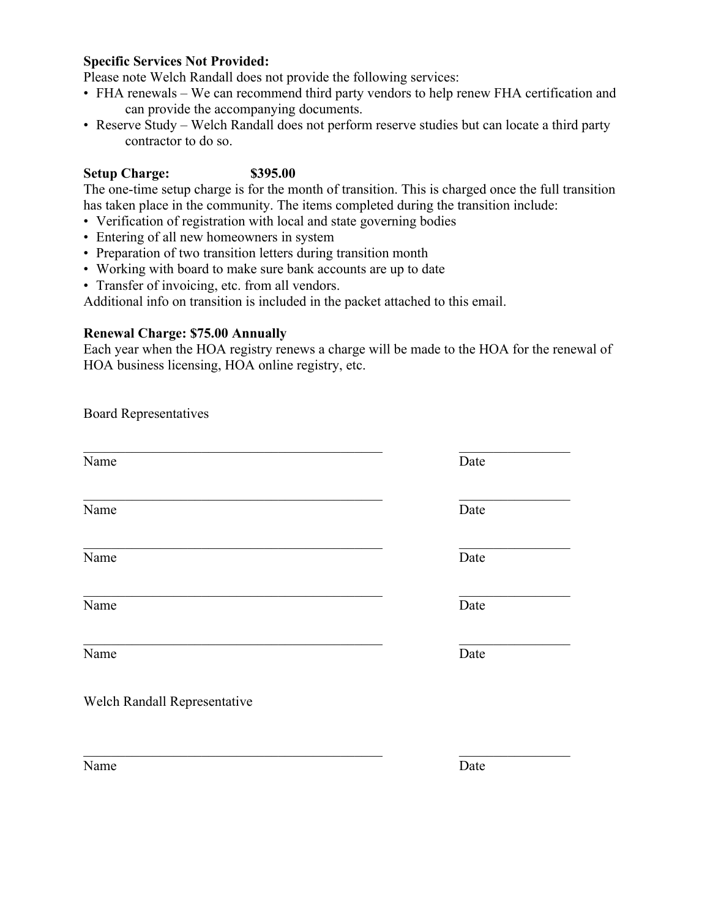**Specific Services Not Provided:**
Please note Welch Randall does not provide the following services:

- FHA renewals – We can recommend third party vendors to help renew FHA certification and can provide the accompanying documents.
- Reserve Study – Welch Randall does not perform reserve studies but can locate a third party contractor to do so.

**Setup Charge: $395.00**
The one-time setup charge is for the month of transition. This is charged once the full transition has taken place in the community. The items completed during the transition include:

- Verification of registration with local and state governing bodies
- Entering of all new homeowners in system
- Preparation of two transition letters during transition month
- Working with board to make sure bank accounts are up to date
- Transfer of invoicing, etc. from all vendors.

Additional info on transition is included in the packet attached to this email.

**Renewal Charge: $75.00 Annually**
Each year when the HOA registry renews a charge will be made to the HOA for the renewal of HOA business licensing, HOA online registry, etc.

Board Representatives

_____________________________________________ ________________
Name Date

_____________________________________________ ________________
Name Date

_____________________________________________ ________________
Name Date

_____________________________________________ ________________
Name Date

_____________________________________________ ________________
Name Date

Welch Randall Representative

_____________________________________________ ________________
Name Date